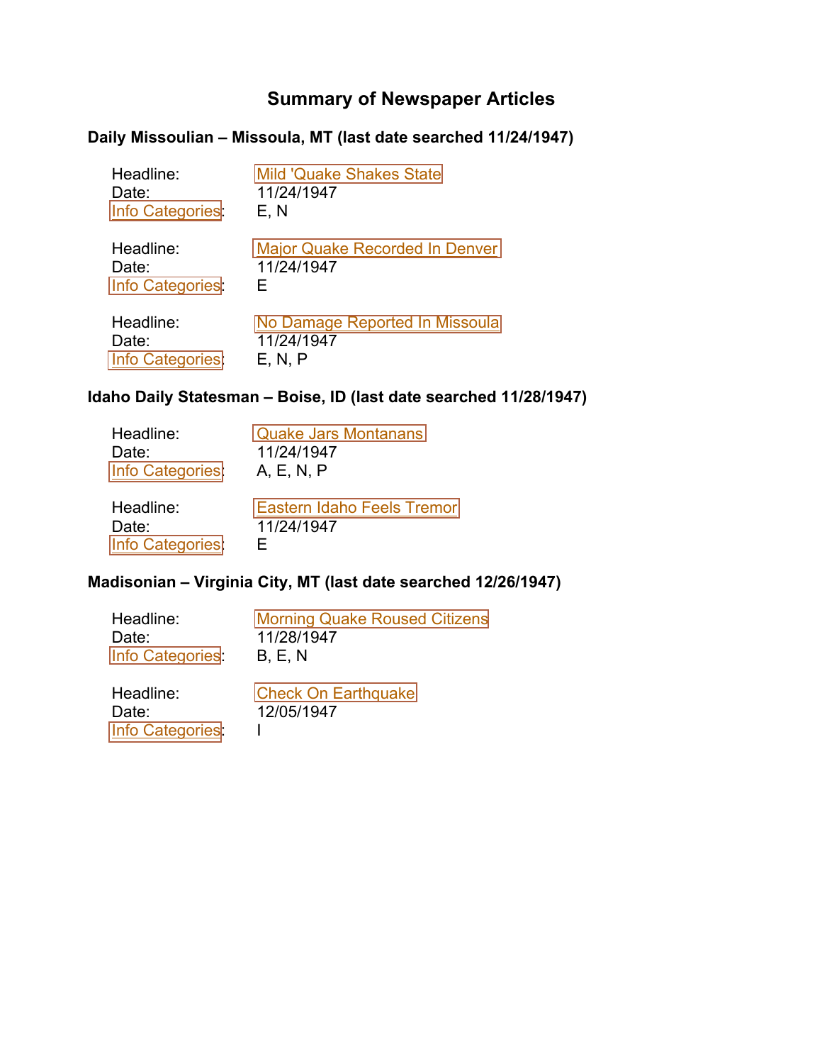# Summary of Newspaper Articles

## Daily Missoulian – Missoula, MT (last date searched 11/24/1947)

Headline: Mild 'Quake Shakes State
Date: 11/24/1947
Info Categories: E, N

Headline: Major Quake Recorded In Denver
Date: 11/24/1947
Info Categories: E

Headline: No Damage Reported In Missoula
Date: 11/24/1947
Info Categories: E, N, P

## Idaho Daily Statesman – Boise, ID (last date searched 11/28/1947)

Headline: Quake Jars Montanans
Date: 11/24/1947
Info Categories: A, E, N, P

Headline: Eastern Idaho Feels Tremor
Date: 11/24/1947
Info Categories: E

## Madisonian – Virginia City, MT (last date searched 12/26/1947)

Headline: Morning Quake Roused Citizens
Date: 11/28/1947
Info Categories: B, E, N

Headline: Check On Earthquake
Date: 12/05/1947
Info Categories: I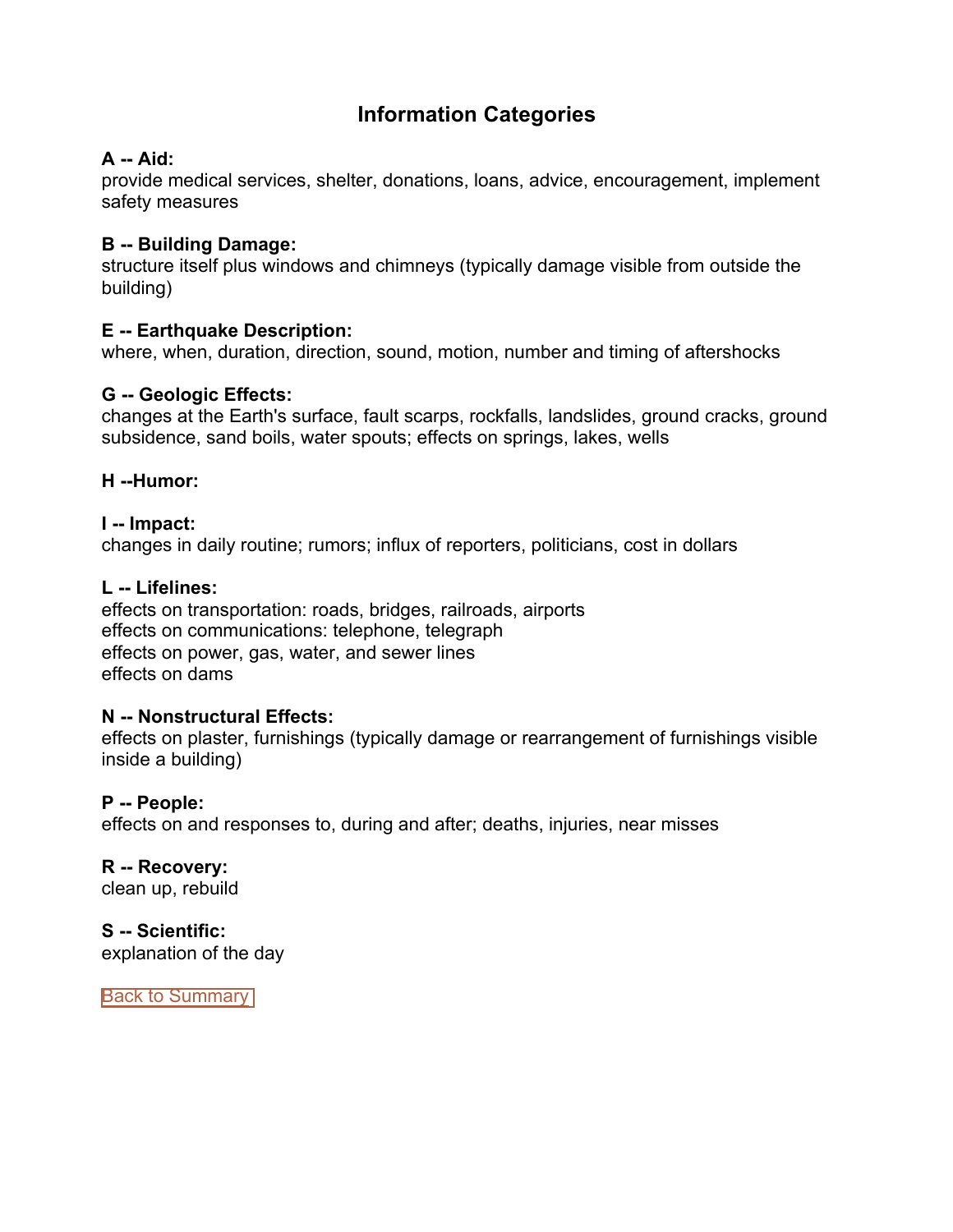# Information Categories

**A -- Aid:**
provide medical services, shelter, donations, loans, advice, encouragement, implement safety measures

**B -- Building Damage:**
structure itself plus windows and chimneys (typically damage visible from outside the building)

**E -- Earthquake Description:**
where, when, duration, direction, sound, motion, number and timing of aftershocks

**G -- Geologic Effects:**
changes at the Earth's surface, fault scarps, rockfalls, landslides, ground cracks, ground subsidence, sand boils, water spouts; effects on springs, lakes, wells

**H --Humor:**

**I -- Impact:**
changes in daily routine; rumors; influx of reporters, politicians, cost in dollars

**L -- Lifelines:**
effects on transportation: roads, bridges, railroads, airports
effects on communications: telephone, telegraph
effects on power, gas, water, and sewer lines
effects on dams

**N -- Nonstructural Effects:**
effects on plaster, furnishings (typically damage or rearrangement of furnishings visible inside a building)

**P -- People:**
effects on and responses to, during and after; deaths, injuries, near misses

**R -- Recovery:**
clean up, rebuild

**S -- Scientific:**
explanation of the day

Back to Summary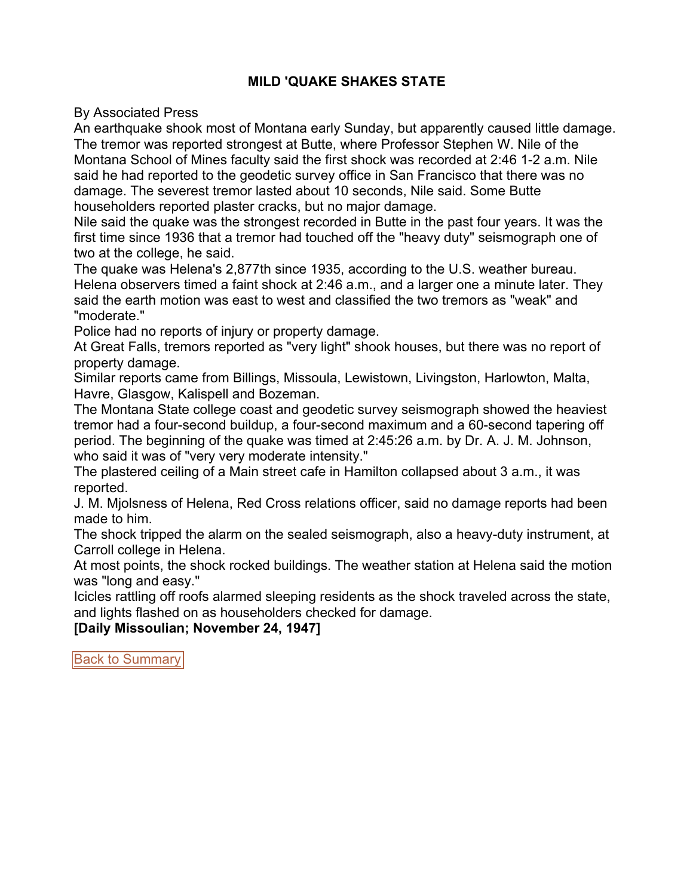**MILD 'QUAKE SHAKES STATE**

By Associated Press

An earthquake shook most of Montana early Sunday, but apparently caused little damage. The tremor was reported strongest at Butte, where Professor Stephen W. Nile of the Montana School of Mines faculty said the first shock was recorded at 2:46 1-2 a.m. Nile said he had reported to the geodetic survey office in San Francisco that there was no damage. The severest tremor lasted about 10 seconds, Nile said. Some Butte householders reported plaster cracks, but no major damage.

Nile said the quake was the strongest recorded in Butte in the past four years. It was the first time since 1936 that a tremor had touched off the "heavy duty" seismograph one of two at the college, he said.

The quake was Helena's 2,877th since 1935, according to the U.S. weather bureau. Helena observers timed a faint shock at 2:46 a.m., and a larger one a minute later. They said the earth motion was east to west and classified the two tremors as "weak" and "moderate."

Police had no reports of injury or property damage.

At Great Falls, tremors reported as "very light" shook houses, but there was no report of property damage.

Similar reports came from Billings, Missoula, Lewistown, Livingston, Harlowton, Malta, Havre, Glasgow, Kalispell and Bozeman.

The Montana State college coast and geodetic survey seismograph showed the heaviest tremor had a four-second buildup, a four-second maximum and a 60-second tapering off period. The beginning of the quake was timed at 2:45:26 a.m. by Dr. A. J. M. Johnson, who said it was of "very very moderate intensity."

The plastered ceiling of a Main street cafe in Hamilton collapsed about 3 a.m., it was reported.

J. M. Mjolsness of Helena, Red Cross relations officer, said no damage reports had been made to him.

The shock tripped the alarm on the sealed seismograph, also a heavy-duty instrument, at Carroll college in Helena.

At most points, the shock rocked buildings. The weather station at Helena said the motion was "long and easy."

Icicles rattling off roofs alarmed sleeping residents as the shock traveled across the state, and lights flashed on as householders checked for damage.

**[Daily Missoulian; November 24, 1947]**

Back to Summary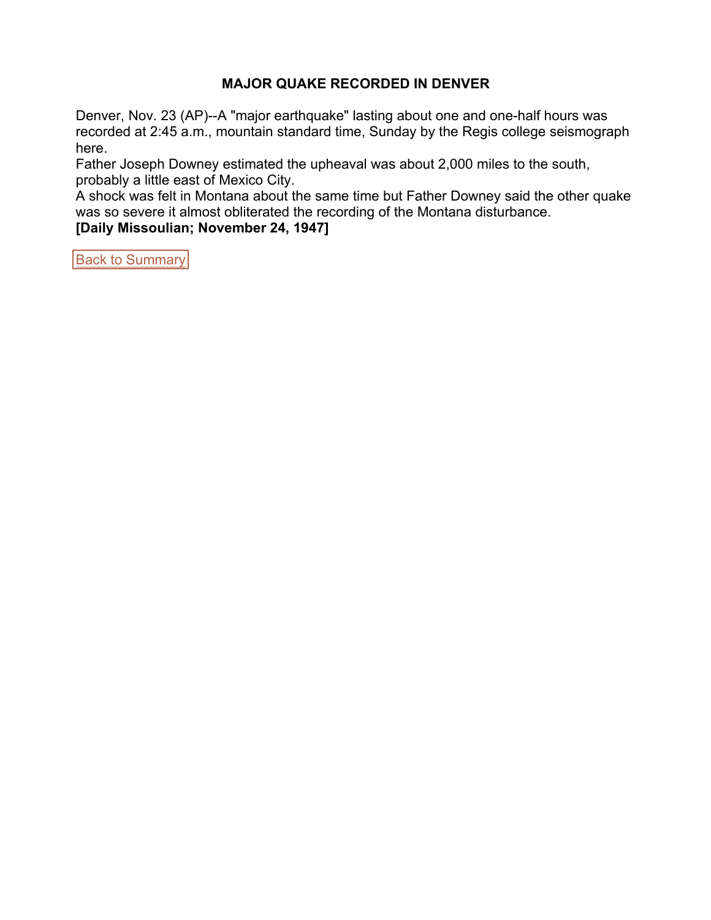**MAJOR QUAKE RECORDED IN DENVER**

Denver, Nov. 23 (AP)--A "major earthquake" lasting about one and one-half hours was recorded at 2:45 a.m., mountain standard time, Sunday by the Regis college seismograph here.

Father Joseph Downey estimated the upheaval was about 2,000 miles to the south, probably a little east of Mexico City.

A shock was felt in Montana about the same time but Father Downey said the other quake was so severe it almost obliterated the recording of the Montana disturbance.

**[Daily Missoulian; November 24, 1947]**

Back to Summary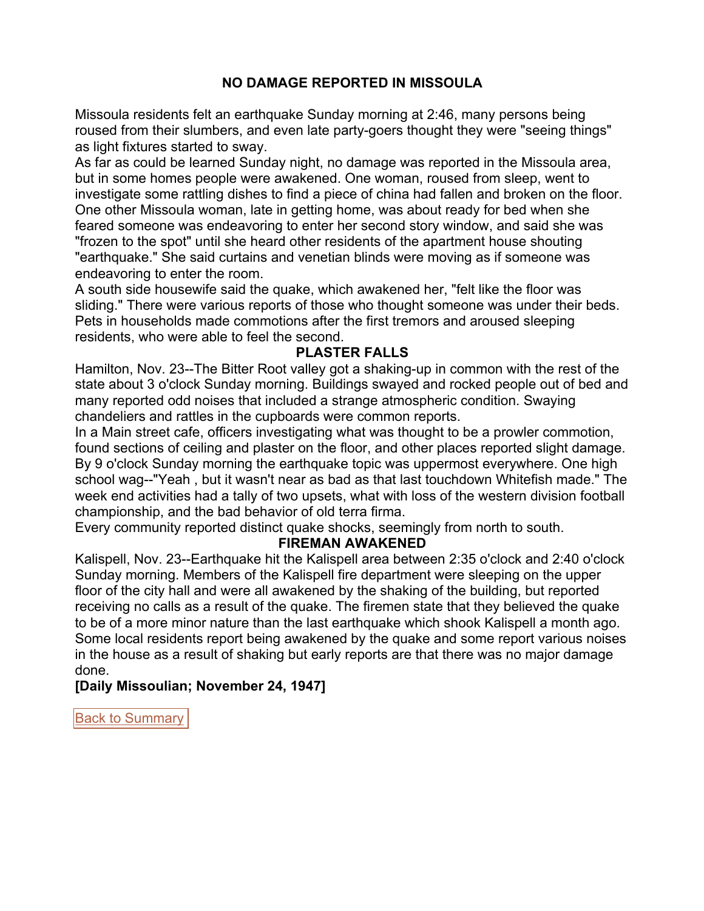## NO DAMAGE REPORTED IN MISSOULA

Missoula residents felt an earthquake Sunday morning at 2:46, many persons being roused from their slumbers, and even late party-goers thought they were "seeing things" as light fixtures started to sway.

As far as could be learned Sunday night, no damage was reported in the Missoula area, but in some homes people were awakened. One woman, roused from sleep, went to investigate some rattling dishes to find a piece of china had fallen and broken on the floor. One other Missoula woman, late in getting home, was about ready for bed when she feared someone was endeavoring to enter her second story window, and said she was "frozen to the spot" until she heard other residents of the apartment house shouting "earthquake." She said curtains and venetian blinds were moving as if someone was endeavoring to enter the room.

A south side housewife said the quake, which awakened her, "felt like the floor was sliding." There were various reports of those who thought someone was under their beds. Pets in households made commotions after the first tremors and aroused sleeping residents, who were able to feel the second.

### PLASTER FALLS

Hamilton, Nov. 23--The Bitter Root valley got a shaking-up in common with the rest of the state about 3 o'clock Sunday morning. Buildings swayed and rocked people out of bed and many reported odd noises that included a strange atmospheric condition. Swaying chandeliers and rattles in the cupboards were common reports.

In a Main street cafe, officers investigating what was thought to be a prowler commotion, found sections of ceiling and plaster on the floor, and other places reported slight damage. By 9 o'clock Sunday morning the earthquake topic was uppermost everywhere. One high school wag--"Yeah , but it wasn't near as bad as that last touchdown Whitefish made." The week end activities had a tally of two upsets, what with loss of the western division football championship, and the bad behavior of old terra firma.

Every community reported distinct quake shocks, seemingly from north to south.

### FIREMAN AWAKENED

Kalispell, Nov. 23--Earthquake hit the Kalispell area between 2:35 o'clock and 2:40 o'clock Sunday morning. Members of the Kalispell fire department were sleeping on the upper floor of the city hall and were all awakened by the shaking of the building, but reported receiving no calls as a result of the quake. The firemen state that they believed the quake to be of a more minor nature than the last earthquake which shook Kalispell a month ago. Some local residents report being awakened by the quake and some report various noises in the house as a result of shaking but early reports are that there was no major damage done.

**[Daily Missoulian; November 24, 1947]**

Back to Summary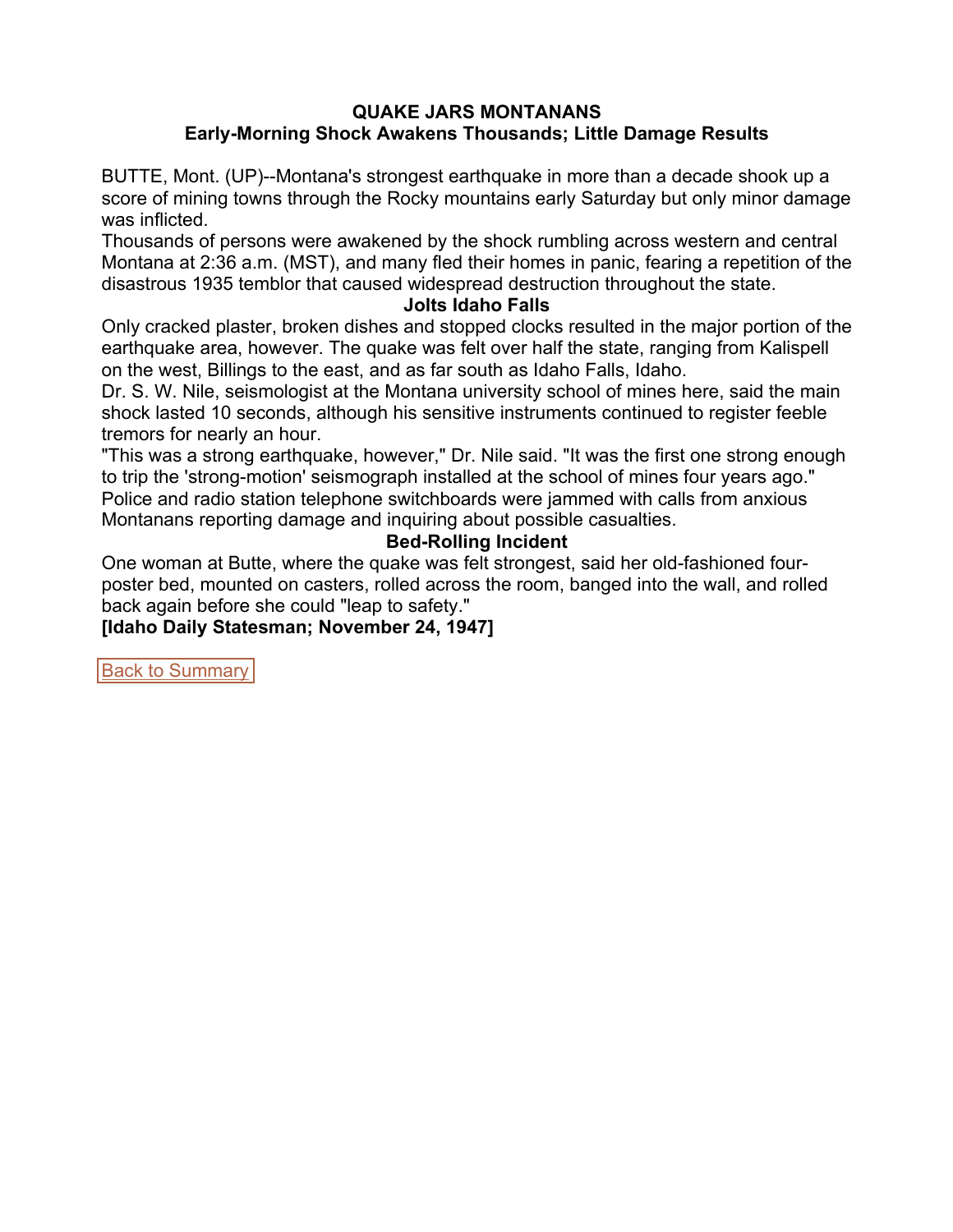## QUAKE JARS MONTANANS

### Early-Morning Shock Awakens Thousands; Little Damage Results

BUTTE, Mont. (UP)--Montana's strongest earthquake in more than a decade shook up a score of mining towns through the Rocky mountains early Saturday but only minor damage was inflicted.

Thousands of persons were awakened by the shock rumbling across western and central Montana at 2:36 a.m. (MST), and many fled their homes in panic, fearing a repetition of the disastrous 1935 temblor that caused widespread destruction throughout the state.

**Jolts Idaho Falls**

Only cracked plaster, broken dishes and stopped clocks resulted in the major portion of the earthquake area, however. The quake was felt over half the state, ranging from Kalispell on the west, Billings to the east, and as far south as Idaho Falls, Idaho.

Dr. S. W. Nile, seismologist at the Montana university school of mines here, said the main shock lasted 10 seconds, although his sensitive instruments continued to register feeble tremors for nearly an hour.

"This was a strong earthquake, however," Dr. Nile said. "It was the first one strong enough to trip the 'strong-motion' seismograph installed at the school of mines four years ago."

Police and radio station telephone switchboards were jammed with calls from anxious Montanans reporting damage and inquiring about possible casualties.

**Bed-Rolling Incident**

One woman at Butte, where the quake was felt strongest, said her old-fashioned four-poster bed, mounted on casters, rolled across the room, banged into the wall, and rolled back again before she could "leap to safety."

**[Idaho Daily Statesman; November 24, 1947]**

Back to Summary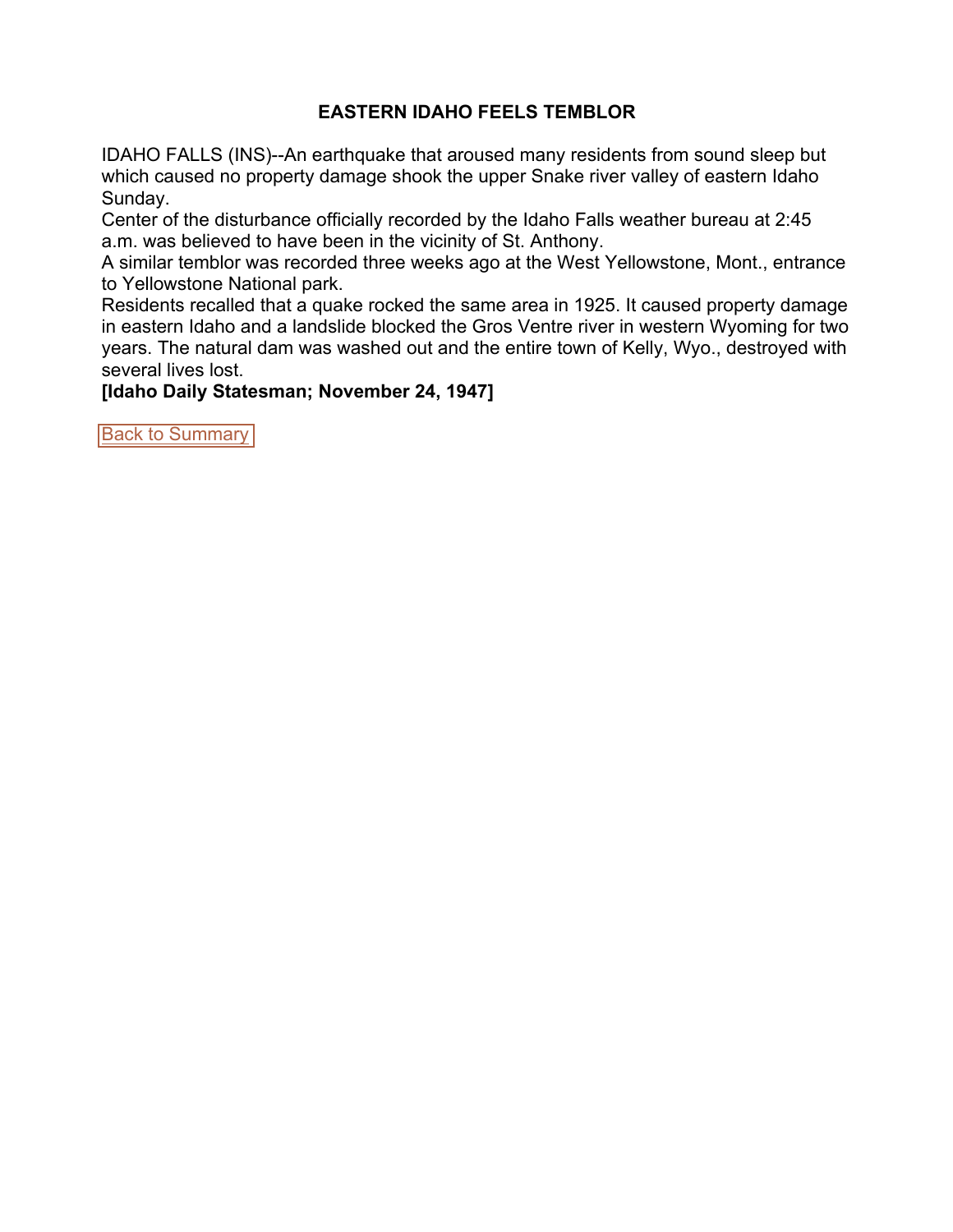## EASTERN IDAHO FEELS TEMBLOR

IDAHO FALLS (INS)--An earthquake that aroused many residents from sound sleep but which caused no property damage shook the upper Snake river valley of eastern Idaho Sunday.

Center of the disturbance officially recorded by the Idaho Falls weather bureau at 2:45 a.m. was believed to have been in the vicinity of St. Anthony.

A similar temblor was recorded three weeks ago at the West Yellowstone, Mont., entrance to Yellowstone National park.

Residents recalled that a quake rocked the same area in 1925. It caused property damage in eastern Idaho and a landslide blocked the Gros Ventre river in western Wyoming for two years. The natural dam was washed out and the entire town of Kelly, Wyo., destroyed with several lives lost.

**[Idaho Daily Statesman; November 24, 1947]**

Back to Summary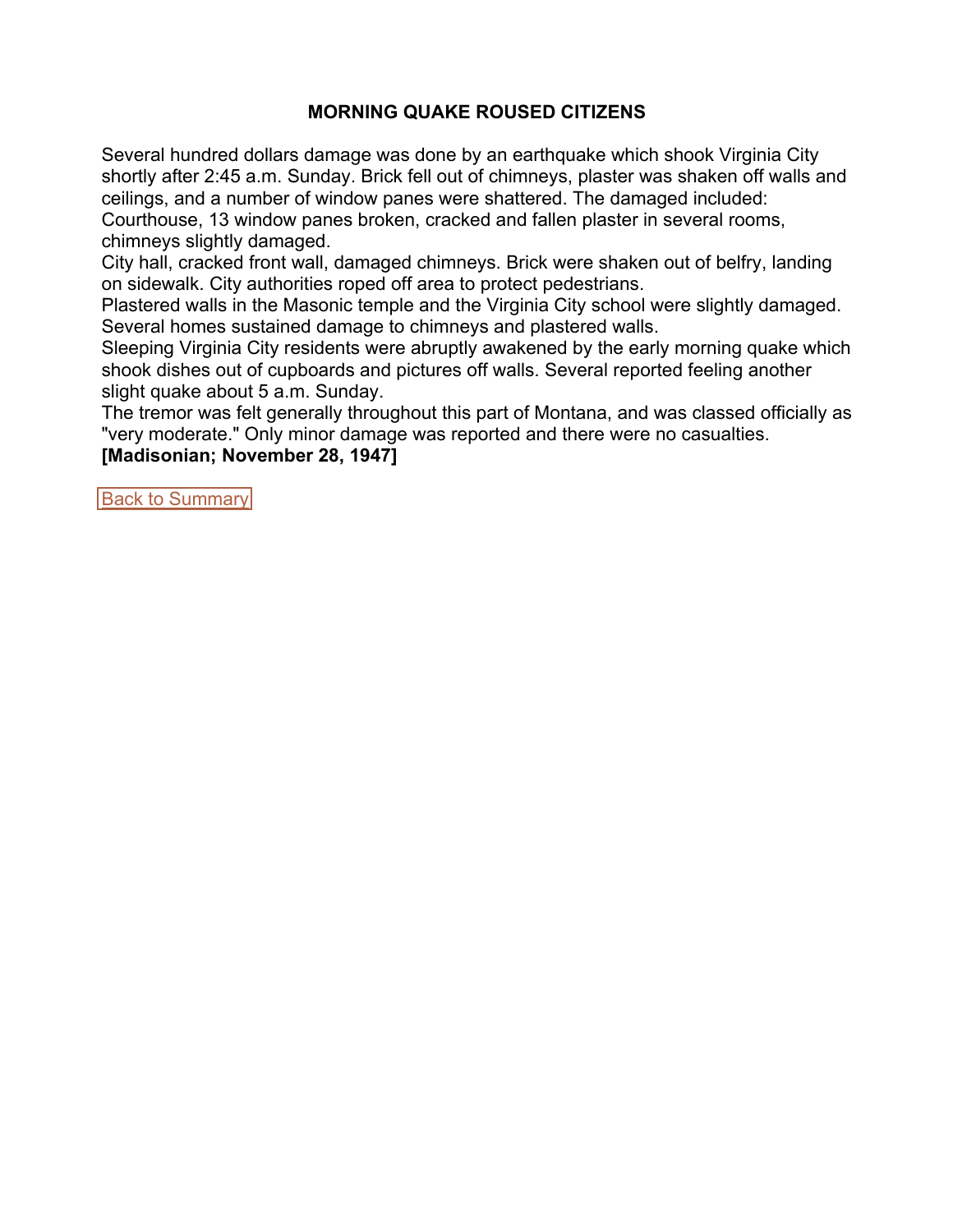## MORNING QUAKE ROUSED CITIZENS

Several hundred dollars damage was done by an earthquake which shook Virginia City shortly after 2:45 a.m. Sunday. Brick fell out of chimneys, plaster was shaken off walls and ceilings, and a number of window panes were shattered. The damaged included:

Courthouse, 13 window panes broken, cracked and fallen plaster in several rooms, chimneys slightly damaged.

City hall, cracked front wall, damaged chimneys. Brick were shaken out of belfry, landing on sidewalk. City authorities roped off area to protect pedestrians.

Plastered walls in the Masonic temple and the Virginia City school were slightly damaged. Several homes sustained damage to chimneys and plastered walls.

Sleeping Virginia City residents were abruptly awakened by the early morning quake which shook dishes out of cupboards and pictures off walls. Several reported feeling another slight quake about 5 a.m. Sunday.

The tremor was felt generally throughout this part of Montana, and was classed officially as "very moderate." Only minor damage was reported and there were no casualties.

**[Madisonian; November 28, 1947]**

Back to Summary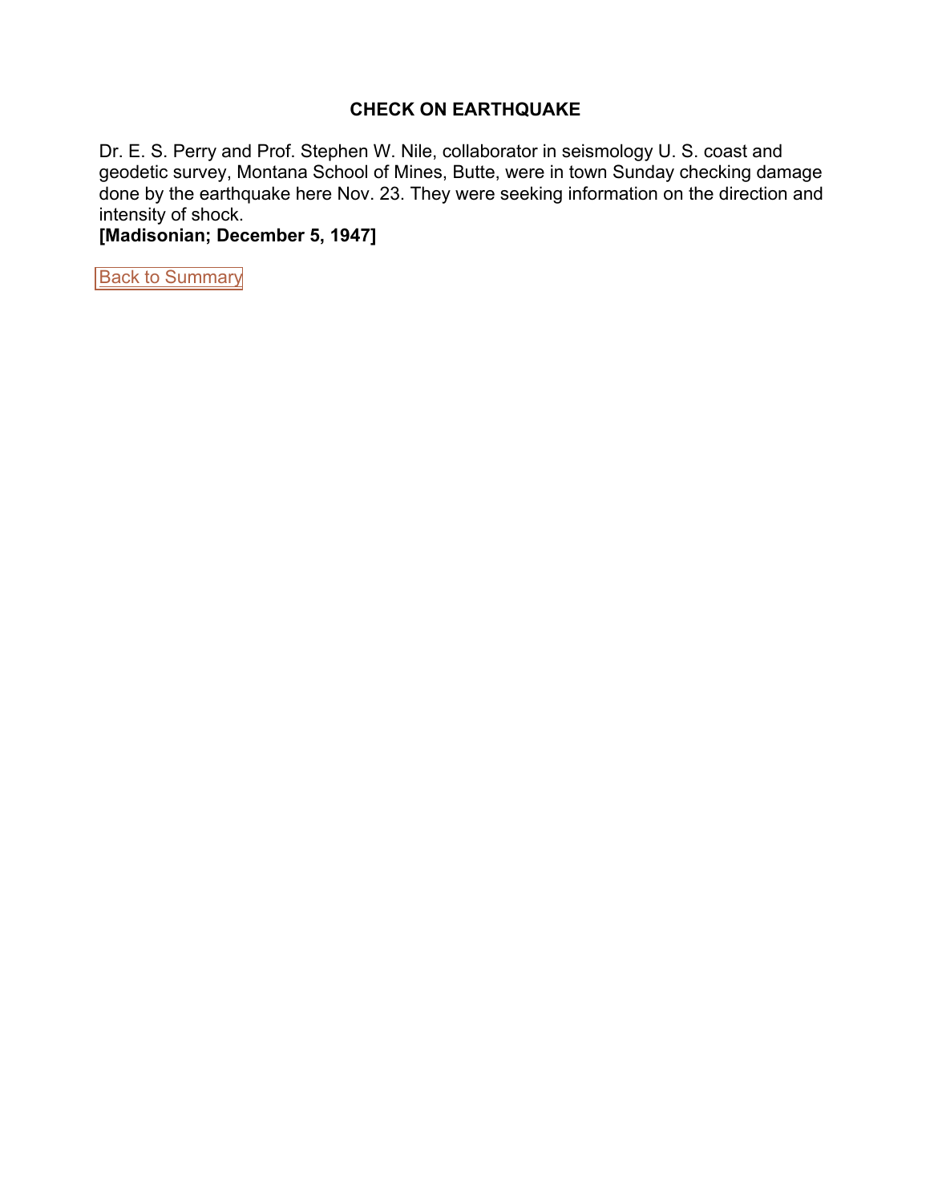## CHECK ON EARTHQUAKE

Dr. E. S. Perry and Prof. Stephen W. Nile, collaborator in seismology U. S. coast and geodetic survey, Montana School of Mines, Butte, were in town Sunday checking damage done by the earthquake here Nov. 23. They were seeking information on the direction and intensity of shock.
**[Madisonian; December 5, 1947]**

Back to Summary